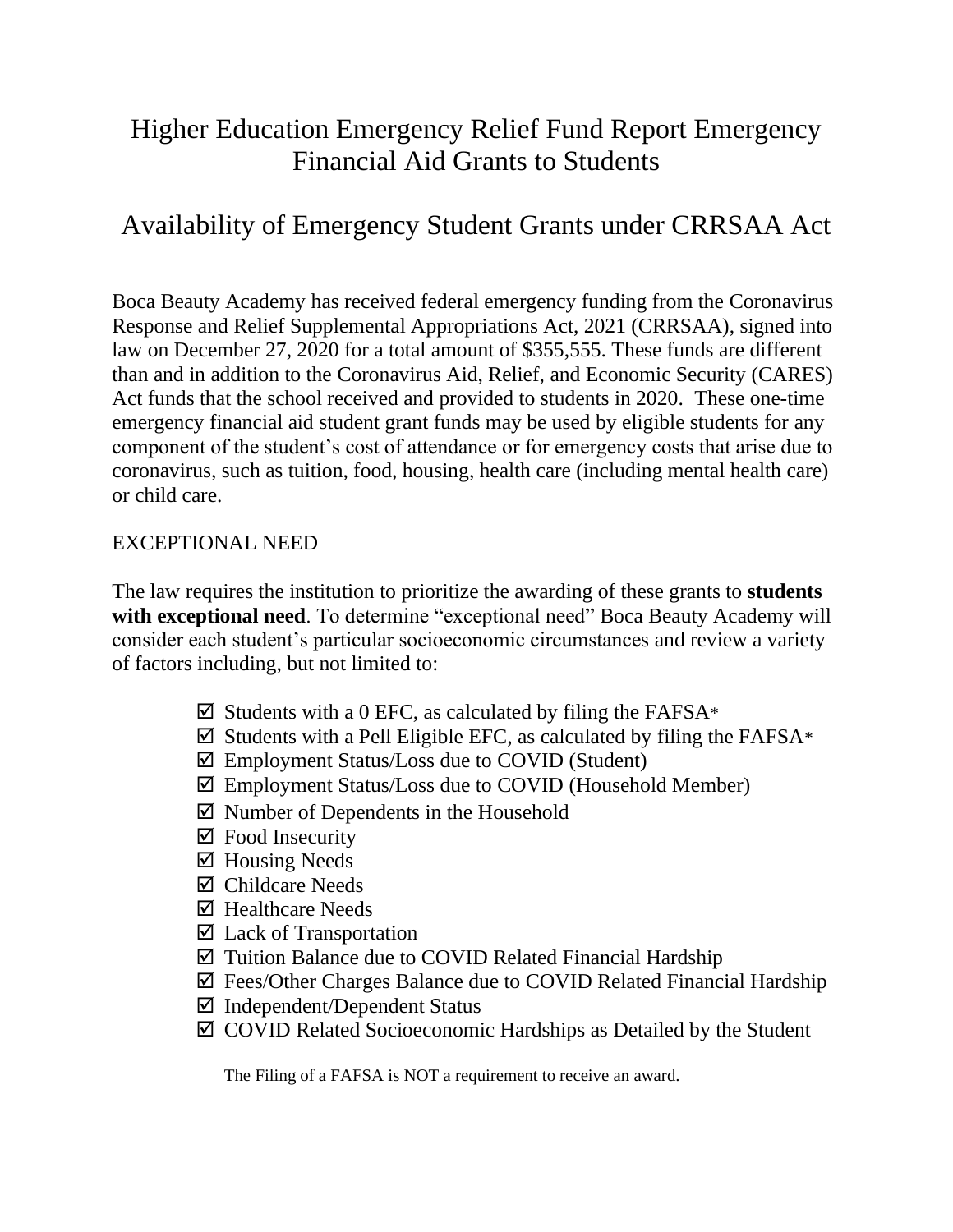# Higher Education Emergency Relief Fund Report Emergency Financial Aid Grants to Students

## Availability of Emergency Student Grants under CRRSAA Act

Boca Beauty Academy has received federal emergency funding from the Coronavirus Response and Relief Supplemental Appropriations Act, 2021 (CRRSAA), signed into law on December 27, 2020 for a total amount of $355,555. These funds are different than and in addition to the Coronavirus Aid, Relief, and Economic Security (CARES) Act funds that the school received and provided to students in 2020. These one-time emergency financial aid student grant funds may be used by eligible students for any component of the student's cost of attendance or for emergency costs that arise due to coronavirus, such as tuition, food, housing, health care (including mental health care) or child care.

EXCEPTIONAL NEED

The law requires the institution to prioritize the awarding of these grants to **students with exceptional need**. To determine "exceptional need" Boca Beauty Academy will consider each student's particular socioeconomic circumstances and review a variety of factors including, but not limited to:

- ☑ Students with a 0 EFC, as calculated by filing the FAFSA*
- ☑ Students with a Pell Eligible EFC, as calculated by filing the FAFSA*
- ☑ Employment Status/Loss due to COVID (Student)
- ☑ Employment Status/Loss due to COVID (Household Member)
- ☑ Number of Dependents in the Household
- ☑ Food Insecurity
- ☑ Housing Needs
- ☑ Childcare Needs
- ☑ Healthcare Needs
- ☑ Lack of Transportation
- ☑ Tuition Balance due to COVID Related Financial Hardship
- ☑ Fees/Other Charges Balance due to COVID Related Financial Hardship
- ☑ Independent/Dependent Status
- ☑ COVID Related Socioeconomic Hardships as Detailed by the Student

The Filing of a FAFSA is NOT a requirement to receive an award.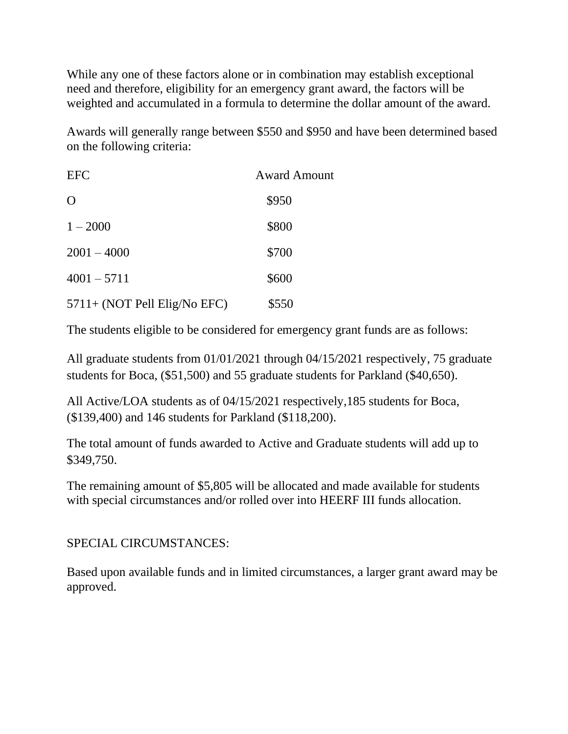While any one of these factors alone or in combination may establish exceptional need and therefore, eligibility for an emergency grant award, the factors will be weighted and accumulated in a formula to determine the dollar amount of the award.

Awards will generally range between $550 and $950 and have been determined based on the following criteria:

| EFC | Award Amount |
|---|---|
| O | $950 |
| 1 – 2000 | $800 |
| 2001 – 4000 | $700 |
| 4001 – 5711 | $600 |
| 5711+ (NOT Pell Elig/No EFC) | $550 |

The students eligible to be considered for emergency grant funds are as follows:

All graduate students from 01/01/2021 through 04/15/2021 respectively, 75 graduate students for Boca, ($51,500) and 55 graduate students for Parkland ($40,650).

All Active/LOA students as of 04/15/2021 respectively,185 students for Boca, ($139,400) and 146 students for Parkland ($118,200).

The total amount of funds awarded to Active and Graduate students will add up to $349,750.

The remaining amount of $5,805 will be allocated and made available for students with special circumstances and/or rolled over into HEERF III funds allocation.

SPECIAL CIRCUMSTANCES:

Based upon available funds and in limited circumstances, a larger grant award may be approved.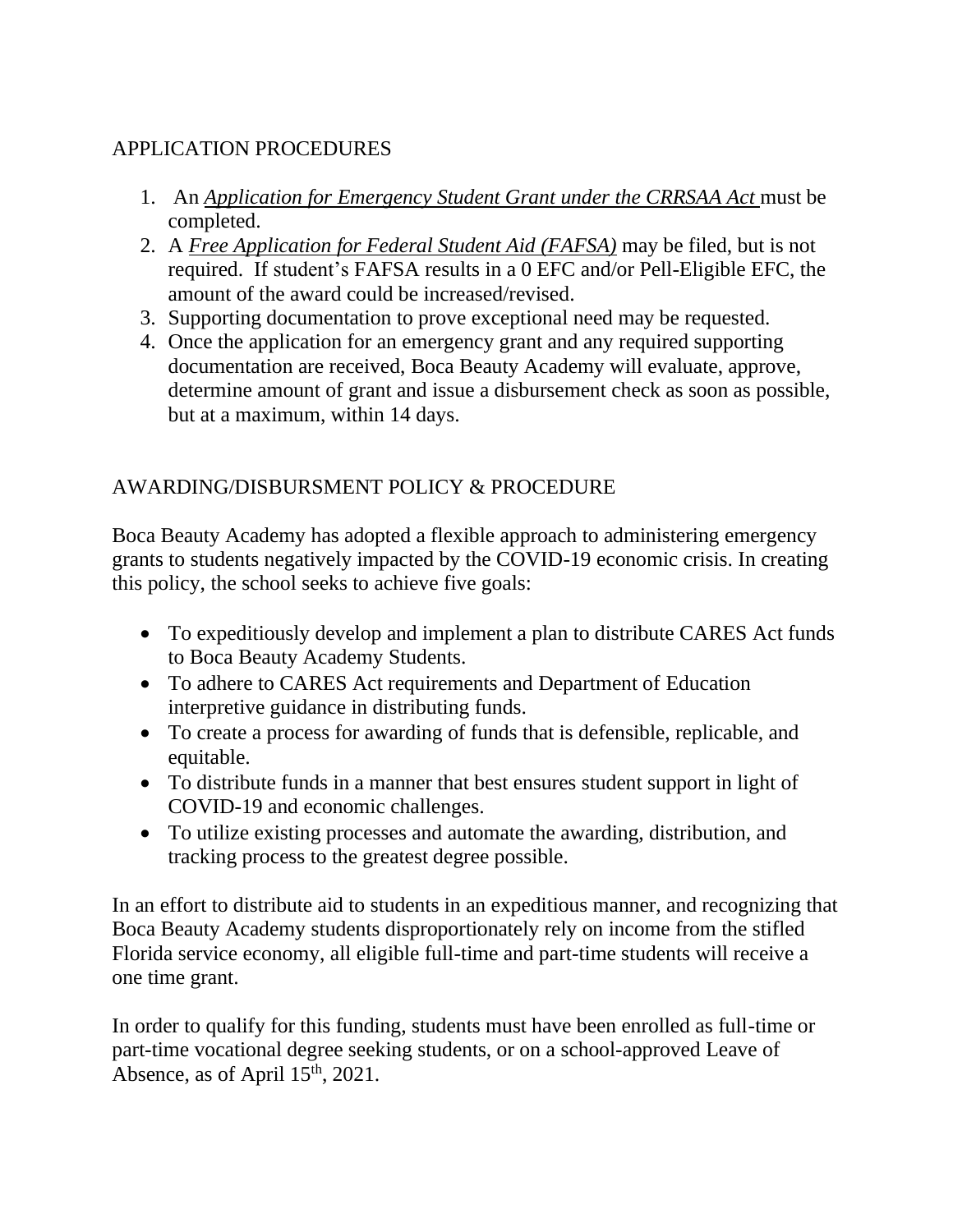## APPLICATION PROCEDURES

1. An _Application for Emergency Student Grant under the CRRSAA Act_ must be completed.
2. A _Free Application for Federal Student Aid (FAFSA)_ may be filed, but is not required. If student's FAFSA results in a 0 EFC and/or Pell-Eligible EFC, the amount of the award could be increased/revised.
3. Supporting documentation to prove exceptional need may be requested.
4. Once the application for an emergency grant and any required supporting documentation are received, Boca Beauty Academy will evaluate, approve, determine amount of grant and issue a disbursement check as soon as possible, but at a maximum, within 14 days.

## AWARDING/DISBURSMENT POLICY & PROCEDURE

Boca Beauty Academy has adopted a flexible approach to administering emergency grants to students negatively impacted by the COVID-19 economic crisis. In creating this policy, the school seeks to achieve five goals:

- To expeditiously develop and implement a plan to distribute CARES Act funds to Boca Beauty Academy Students.
- To adhere to CARES Act requirements and Department of Education interpretive guidance in distributing funds.
- To create a process for awarding of funds that is defensible, replicable, and equitable.
- To distribute funds in a manner that best ensures student support in light of COVID-19 and economic challenges.
- To utilize existing processes and automate the awarding, distribution, and tracking process to the greatest degree possible.

In an effort to distribute aid to students in an expeditious manner, and recognizing that Boca Beauty Academy students disproportionately rely on income from the stifled Florida service economy, all eligible full-time and part-time students will receive a one time grant.

In order to qualify for this funding, students must have been enrolled as full-time or part-time vocational degree seeking students, or on a school-approved Leave of Absence, as of April 15th, 2021.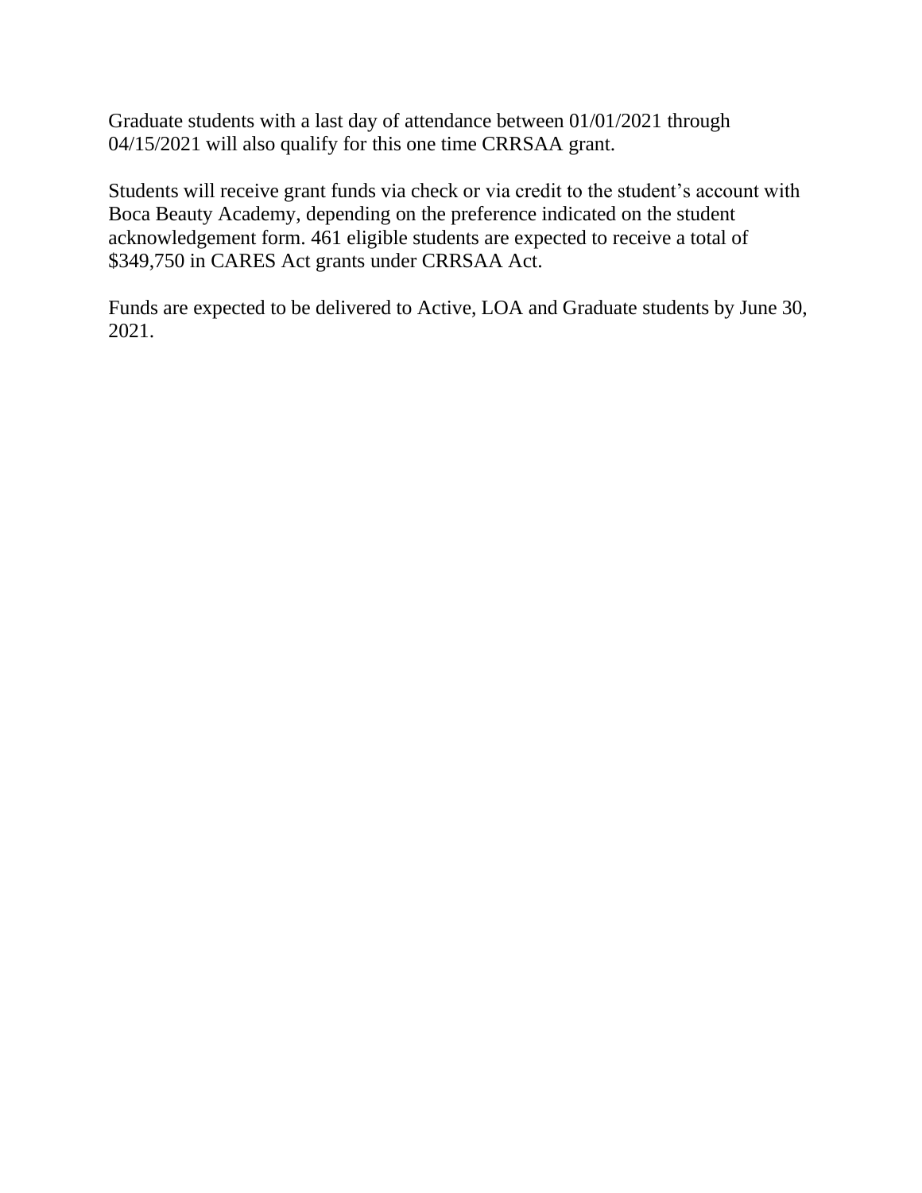Graduate students with a last day of attendance between 01/01/2021 through 04/15/2021 will also qualify for this one time CRRSAA grant.

Students will receive grant funds via check or via credit to the student's account with Boca Beauty Academy, depending on the preference indicated on the student acknowledgement form. 461 eligible students are expected to receive a total of $349,750 in CARES Act grants under CRRSAA Act.

Funds are expected to be delivered to Active, LOA and Graduate students by June 30, 2021.